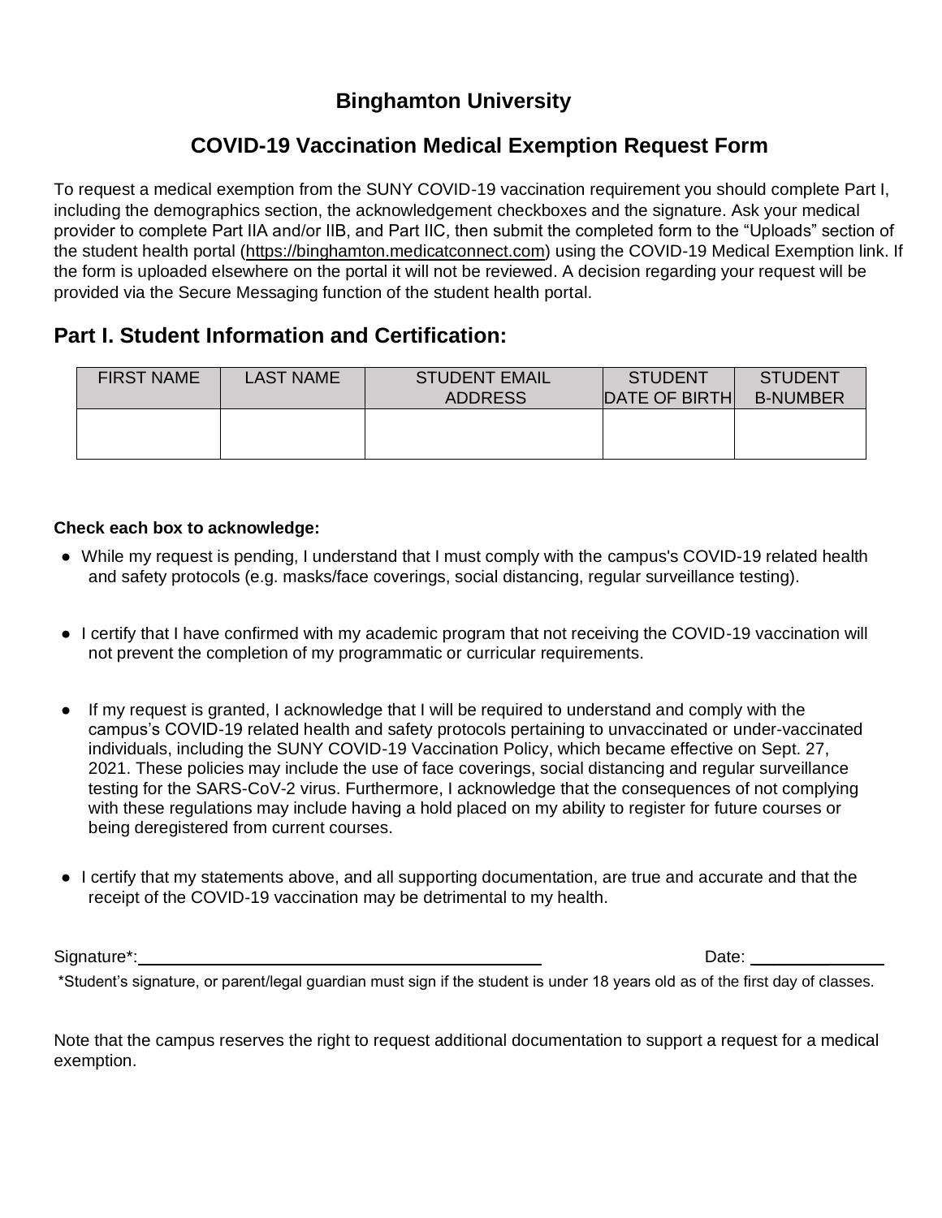# Binghamton University

## COVID-19 Vaccination Medical Exemption Request Form

To request a medical exemption from the SUNY COVID-19 vaccination requirement you should complete Part I, including the demographics section, the acknowledgement checkboxes and the signature. Ask your medical provider to complete Part IIA and/or IIB, and Part IIC, then submit the completed form to the "Uploads" section of the student health portal (https://binghamton.medicatconnect.com) using the COVID-19 Medical Exemption link. If the form is uploaded elsewhere on the portal it will not be reviewed. A decision regarding your request will be provided via the Secure Messaging function of the student health portal.

## Part I. Student Information and Certification:

| FIRST NAME | LAST NAME | STUDENT EMAIL ADDRESS | STUDENT DATE OF BIRTH | STUDENT B-NUMBER |
|---|---|---|---|---|
| | | | | |

**Check each box to acknowledge:**

- While my request is pending, I understand that I must comply with the campus's COVID-19 related health and safety protocols (e.g. masks/face coverings, social distancing, regular surveillance testing).
- I certify that I have confirmed with my academic program that not receiving the COVID-19 vaccination will not prevent the completion of my programmatic or curricular requirements.
- If my request is granted, I acknowledge that I will be required to understand and comply with the campus's COVID-19 related health and safety protocols pertaining to unvaccinated or under-vaccinated individuals, including the SUNY COVID-19 Vaccination Policy, which became effective on Sept. 27, 2021. These policies may include the use of face coverings, social distancing and regular surveillance testing for the SARS-CoV-2 virus. Furthermore, I acknowledge that the consequences of not complying with these regulations may include having a hold placed on my ability to register for future courses or being deregistered from current courses.
- I certify that my statements above, and all supporting documentation, are true and accurate and that the receipt of the COVID-19 vaccination may be detrimental to my health.

Signature*: ______________________________ Date: ______________

*Student's signature, or parent/legal guardian must sign if the student is under 18 years old as of the first day of classes.

Note that the campus reserves the right to request additional documentation to support a request for a medical exemption.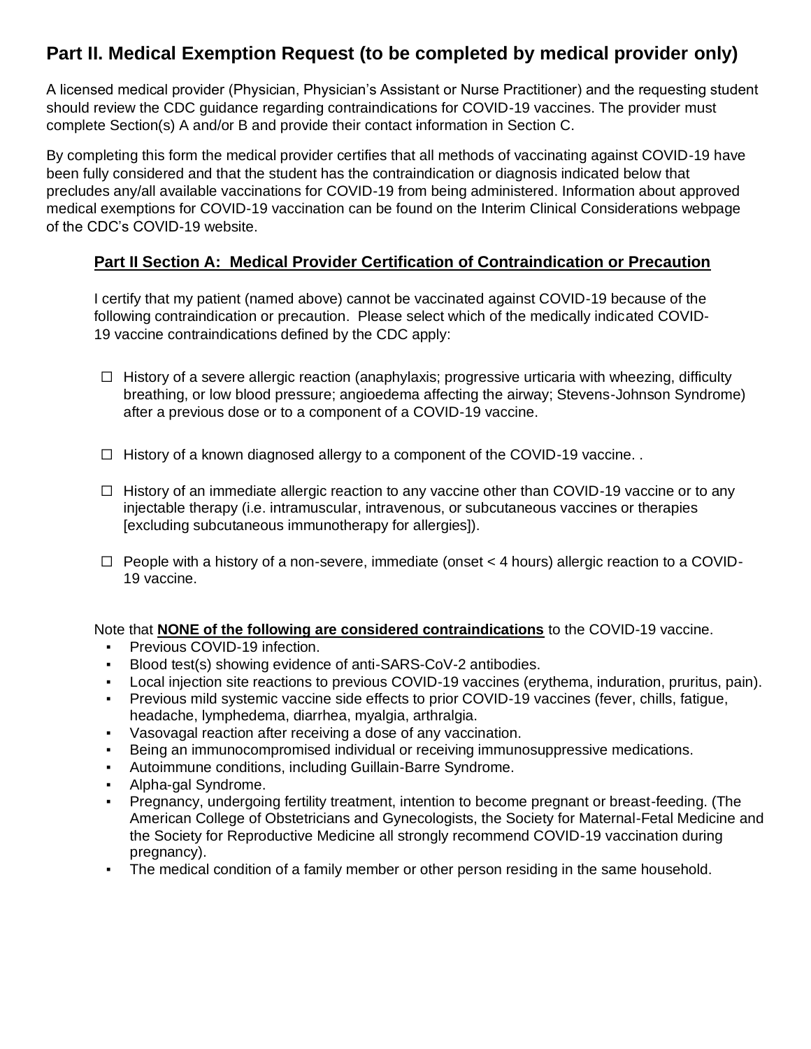## Part II. Medical Exemption Request (to be completed by medical provider only)

A licensed medical provider (Physician, Physician's Assistant or Nurse Practitioner) and the requesting student should review the CDC guidance regarding contraindications for COVID-19 vaccines. The provider must complete Section(s) A and/or B and provide their contact information in Section C.

By completing this form the medical provider certifies that all methods of vaccinating against COVID-19 have been fully considered and that the student has the contraindication or diagnosis indicated below that precludes any/all available vaccinations for COVID-19 from being administered. Information about approved medical exemptions for COVID-19 vaccination can be found on the Interim Clinical Considerations webpage of the CDC's COVID-19 website.

### Part II Section A: Medical Provider Certification of Contraindication or Precaution

I certify that my patient (named above) cannot be vaccinated against COVID-19 because of the following contraindication or precaution. Please select which of the medically indicated COVID-19 vaccine contraindications defined by the CDC apply:

☐ History of a severe allergic reaction (anaphylaxis; progressive urticaria with wheezing, difficulty breathing, or low blood pressure; angioedema affecting the airway; Stevens-Johnson Syndrome) after a previous dose or to a component of a COVID-19 vaccine.

☐ History of a known diagnosed allergy to a component of the COVID-19 vaccine. .

☐ History of an immediate allergic reaction to any vaccine other than COVID-19 vaccine or to any injectable therapy (i.e. intramuscular, intravenous, or subcutaneous vaccines or therapies [excluding subcutaneous immunotherapy for allergies]).

☐ People with a history of a non-severe, immediate (onset < 4 hours) allergic reaction to a COVID-19 vaccine.

Note that **NONE of the following are considered contraindications** to the COVID-19 vaccine.

- Previous COVID-19 infection.
- Blood test(s) showing evidence of anti-SARS-CoV-2 antibodies.
- Local injection site reactions to previous COVID-19 vaccines (erythema, induration, pruritus, pain).
- Previous mild systemic vaccine side effects to prior COVID-19 vaccines (fever, chills, fatigue, headache, lymphedema, diarrhea, myalgia, arthralgia.
- Vasovagal reaction after receiving a dose of any vaccination.
- Being an immunocompromised individual or receiving immunosuppressive medications.
- Autoimmune conditions, including Guillain-Barre Syndrome.
- Alpha-gal Syndrome.
- Pregnancy, undergoing fertility treatment, intention to become pregnant or breast-feeding. (The American College of Obstetricians and Gynecologists, the Society for Maternal-Fetal Medicine and the Society for Reproductive Medicine all strongly recommend COVID-19 vaccination during pregnancy).
- The medical condition of a family member or other person residing in the same household.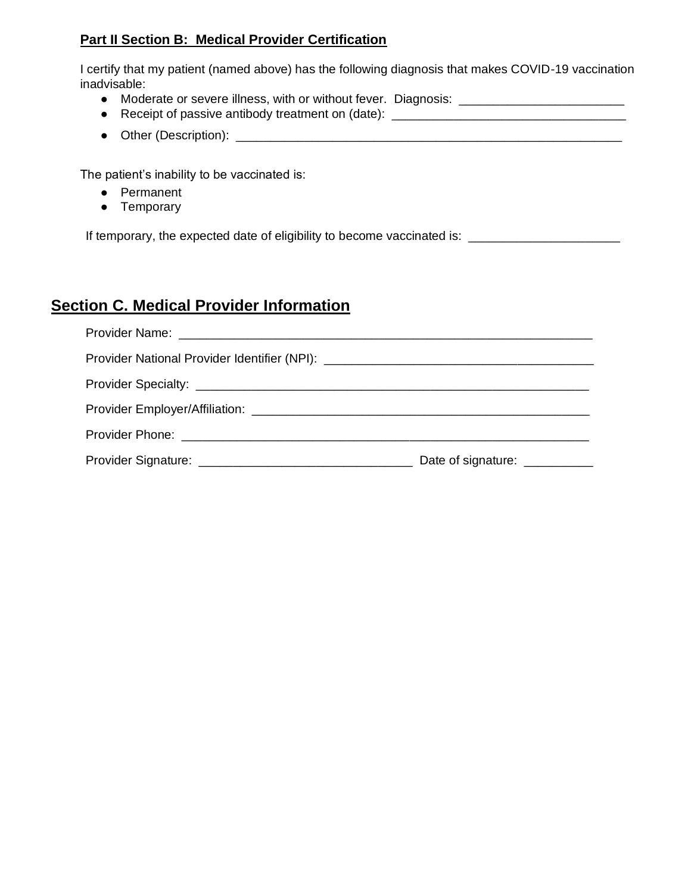**Part II Section B: Medical Provider Certification**

I certify that my patient (named above) has the following diagnosis that makes COVID-19 vaccination inadvisable:

- Moderate or severe illness, with or without fever. Diagnosis: ________________________
- Receipt of passive antibody treatment on (date): __________________________________
- Other (Description): ________________________________________________________

The patient's inability to be vaccinated is:

- Permanent
- Temporary

If temporary, the expected date of eligibility to become vaccinated is: _____________________

## Section C. Medical Provider Information

Provider Name: ____________________________________________________________

Provider National Provider Identifier (NPI): _______________________________________

Provider Specialty: __________________________________________________________

Provider Employer/Affiliation: _________________________________________________

Provider Phone: ____________________________________________________________

Provider Signature: _______________________________ Date of signature: __________